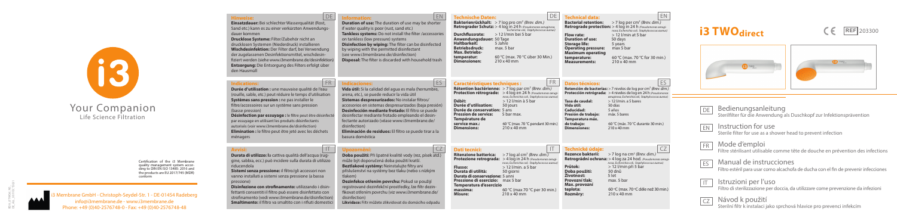# i3 TWO$_{direct}$

CE REF 203300

i3 Your Companion
Life Science Filtration

DE Bedienungsanleitung
Sterilfilter für die Anwendung als Duschkopf zur Infektionsprävention

EN Instruction for use
Sterile filter for use as a shower head to prevent infection

FR Mode d'emploi
Filtre stérilisant utilisable comme tête de douche en prévention des infections

ES Manual de instrucciones
Filtro estéril para usar como alcachofa de ducha con el fin de prevenir infecciones

IT Istruzioni per l'uso
Filtro di sterilizzazione per doccia, da utilizzare come prevenzione da infezioni

CZ Návod k použití
Sterilní filtr k instalaci jako sprchová hlavice pro prevenci infekcím

## Hinweise: (DE)

**Einsatzdauer:** Bei schlechter Wasserqualität (Rost, Sand etc.) kann es zu einer verkürzten Anwendungsdauer kommen

**Drucklose Systeme:** Filter/Zubehör nicht an drucklosen Systemen (Niederdruck) installieren

**Wischdesinfektion:** Der Filter darf, bei Verwendung der zugelassenen Desinfektionsmittel, wischdesinfiziert werden (siehe www.i3membrane.de/desinfektion)

**Entsorgung:** Die Entsorgung des Filters erfolgt über den Hausmüll

## Information: (EN)

**Duration of use:** The duration of use may be shorter if water quality is poor (rust, sand etc.)

**Tankless systems:** Do not install the filter /accessories on tankless (low pressure) systems

**Disinfection by wiping:** The filter can be disinfected by wiping with the permitted disinfectant (see www.i3membrane.de/disinfection)

**Disposal:** The filter is discarded with household trash

## Technische Daten: (DE)

| | |
|---|---|
| **Bakterienrückhalt:** | > 7 log pro cm² *(Brev. dim.)* |
| **Retrograder Schutz:** | > 4 log in 24 h *(Pseudomonas aeruginosa, Escherichia coli, Staphylococcus aureus)* |
| **Durchflussrate:** | > 12 l/min bei 5 bar |
| **Anwendungsdauer:** | 50 Tage |
| **Haltbarkeit:** | 5 Jahre |
| **Betriebsdruck:** | max. 5 bar |
| **Max. Betriebstemperatur:** | 60 °C (max. 70 °C über 30 Min.) |
| **Dimensionen:** | 210 x 40 mm |

## Technical data: (EN)

| | |
|---|---|
| **Bacterial retention:** | > 7 log per cm² *(Brev. dim.)* |
| **Retrograde protection:** | > 4 log in 24 h *(Pseudomonas aeruginosa, Escherichia coli, Staphylococcus aureus)* |
| **Flow rate:** | > 12 l/min at 5 bar |
| **Duration of use:** | 50 days |
| **Storage life:** | 5 years |
| **Operating pressure:** | max 5 bar |
| **Maximum operating temperature:** | 60 °C (max. 70 °C for 30 min.) |
| **Measurements:** | 210 x 40 mm |

## Indications: (FR)

**Durée d'utilisation :** une mauvaise qualité de l'eau (rouille, sable, etc.) peut réduire le temps d'utilisation

**Systèmes sans pression :** ne pas installer le filtre/accessoires sur un système sans pression (basse pression)

**Désinfection par essuyage :** le filtre peut être désinfecté par essuyage en utilisant les produits désinfectants autorisés (voir www.i3membrane.de/disinfection)

**Elimination :** le filtre peut être jeté avec les déchets ménagers

## Indicaciones: (ES)

**Vida útil:** Si la calidad del agua es mala (herrumbre, arena, etc.), se puede reducir la vida útil

**Sistemas despresurizados:** No instalar filtros/accesorios en sistemas despresurizados (baja presión)

**Desinfección mediante frotado:** El filtro se puede desinfectar mediante frotado empleando el desinfectante autorizado (véase www.i3membrane.de/disinfection)

**Eliminación de residuos:** El filtro se puede tirar a la basura doméstica

## Caractéristiques techniques : (FR)

| | |
|---|---|
| **Rétention bactérienne:** | > 7 log par cm² *(Brev. dim.)* |
| **Protection rétrograde:** | > 4 log en 24 h *(Pseudomonas aeruginosa, Escherichia coli, Staphylococcus aureus)* |
| **Débit:** | > 12 l/min à 5 bar |
| **Durée d'utilisation:** | 50 jours |
| **Durée de conservation:** | 5 ans |
| **Pression de service:** | 5 bar max. |
| **Température de service max.:** | 60 °C (max. 70 °C pendant 30 min.) |
| **Dimensions:** | 210 x 40 mm |

## Datos técnicos: (ES)

| | |
|---|---|
| **Retención de bacterias:** | > 7 niveles de log por cm² *(Brev. dim.)* |
| **Protección retrógrada:** | > 4 niveles de log en 24 h *(Pseudomonas aeruginosa, Escherichia coli, Staphylococcus aureus)* |
| **Tasa de caudal:** | > 12 l/min. a 5 bares |
| **Vida útil:** | 50 días |
| **Caducidad:** | 5 años |
| **Presión de trabajo:** | máx. 5 bares |
| **Temperatura máx. de trabajo:** | 60 °C (máx. 70 °C durante 30 min.) |
| **Dimensiones:** | 210 x 40 mm |

## Avvisi: (IT)

**Durata di utilizzo:** la cattiva qualità dell'acqua (ruggine, sabbia, ecc.) può incidere sulla durata di utilizzo riducendola

**Sistemi senza pressione:** il filtro/gli accessori non vanno installati a sistemi senza pressione (a bassa pressione)

**Disinfezione con strofinamento:** utilizzando i disinfettanti consentiti il filtro può essere disinfettato con strofinamento (vedi www.i3membrane.de/disinfection)

**Smaltimento:** il filtro va smaltito con i rifiuti domestici

## Upozornění: (CZ)

**Doba použití:** Při špatné kvalitě vody (rez, písek atd.) může být doporučená doba použití kratší.

**Beztlakové systémy:** Neinstalujte filtry ani příslušenství na systémy bez tlaku (nebo s nízkým tlakem)

**Dezinfekce otřením povrchu:** Pokud se použijí registrované dezinfekční prostředky, lze filtr dezinfikovat otřením povrchu (viz www.i3membrane.de/disinfection)

**Likvidace:** Filtr můžete zlikvidovat do domácího odpadu

## Dati tecnici: (IT)

| | |
|---|---|
| **Ritenzione batterica:** | > 7 log al cm² *(Brev. dim.)* |
| **Protezione retrograda:** | > 4 log in 24 h *(Pseudomonas aeruginosa, Escherichia coli, Staphylococcus aureus)* |
| **Flusso:** | > 12 l/min. a 5 bar |
| **Durata di utilità:** | 50 giorni |
| **Durata di conservazione:** | 5 anni |
| **Pressione di esercizio:** | max 5 bar |
| **Temperatura d'esercizio massima:** | 60 °C (max 70 °C per 30 min.) |
| **Misure:** | 210 x 40 mm |

## Technické údaje: (CZ)

| | |
|---|---|
| **Rezence bakterií:** | > 7 log na cm² *(Brev. dim.)* |
| **Retrográdní ochrana:** | > 4 log za 24 hod. *(Pseudomonas aeruginosa, Escherichia coli, Staphylococcus aureus)* |
| **Průtok:** | > 12 l/min při 5 bar |
| **Doba použití:** | 50 dnů |
| **Životnost:** | 5 let |
| **Provozní tlak:** | max. 5 bar |
| **Max. provozní teplota:** | 60 °C (max. 70 °C déle než 30 min.) |
| **Rozměry:** | 210 x 40 mm |

Certification of the i3 Membrane quality management system according to DIN EN ISO 13485: 2016 and the products are EU 2017/745 (MDR) conform

i3 Membrane GmbH · Christoph-Seydel-Str. 1 · DE-01454 Radeberg
info@i3membrane.de · www.i3membrane.de
Phone: +49 (0)40-2576748-0 · Fax: +49 (0)40-2576748-48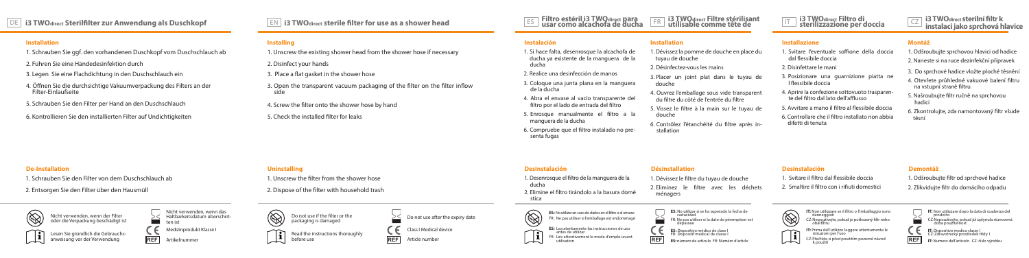## DE i3 TWOdirect Sterilfilter zur Anwendung als Duschkopf

### Installation

1. Schrauben Sie ggf. den vorhandenen Duschkopf vom Duschschlauch ab
2. Führen Sie eine Händedesinfektion durch
3. Legen Sie eine Flachdichtung in den Duschschlauch ein
4. Öffnen Sie die durchsichtige Vakuumverpackung des Filters an der Filter-Einlaufseite
5. Schrauben Sie den Filter per Hand an den Duschschlauch
6. Kontrollieren Sie den installierten Filter auf Undichtigkeiten

### De-Installation

1. Schrauben Sie den Filter von dem Duschschlauch ab
2. Entsorgen Sie den Filter über den Hausmüll

Nicht verwenden, wenn der Filter oder die Verpackung beschädigt ist

Lesen Sie gründlich die Gebrauchsanweisung vor der Verwendung

Nicht verwenden, wenn das Haltbarkeitsdatum überschritten ist

Medizinprodukt Klasse I

REF Artikelnummer

## EN i3 TWOdirect sterile filter for use as a shower head

### Installing

1. Unscrew the existing shower head from the shower hose if necessary
2. Disinfect your hands
3. Place a flat gasket in the shower hose
4. Open the transparent vacuum packaging of the filter on the filter inflow side
5. Screw the filter onto the shower hose by hand
6. Check the installed filter for leaks

### Uninstalling

1. Unscrew the filter from the shower hose
2. Dispose of the filter with household trash

Do not use if the filter or the packaging is damaged

Read the instructions thoroughly before use

Do not use after the expiry date

Class I Medical device

REF Article number

## ES Filtro estéril i3 TWOdirect para usar como alcachofa de ducha

### Instalación

1. Si hace falta, desenrosque la alcachofa de ducha ya existente de la manguera de la ducha
2. Realice una desinfección de manos
3. Coloque una junta plana en la manguera de la ducha
4. Abra el envase al vacío transparente del filtro por el lado de entrada del filtro
5. Enrosque manualmente el filtro a la manguera de la ducha
6. Compruebe que el filtro instalado no presenta fugas

### Desinstalación

1. Desenrosque el filtro de la manguera de la ducha
2. Elimine el filtro tirándolo a la basura doméstica

ES: No utilizar en caso de daños en el filtro o el envase
FR: Ne pas utiliser si l'emballage est endommagé

ES: Lea atentamente las instrucciones de uso antes de utilizar
FR: Lire attentivement le mode d'emploi avant utilisation

ES: No utilizar si se ha superado la fecha de caducidad
FR: Ne pas utiliser si la date de péremption est dépassée

ES: Dispositivo médico de clase I
FR: Dispositif médical de classe I

REF ES: número de artículo FR: Numéro d'article

## FR i3 TWOdirect Filtre stérilisant utilisable comme tête de

### Installation

1. Dévissez la pomme de douche en place du tuyau de douche
2. Désinfectez-vous les mains
3. Placer un joint plat dans le tuyau de douche
4. Ouvrez l'emballage sous vide transparent du filtre du côté de l'entrée du filtre
5. Vissez le filtre à la main sur le tuyau de douche
6. Contrôlez l'étanchéité du filtre après installation

### Désinstallation

1. Dévissez le filtre du tuyau de douche
2. Eliminez le filtre avec les déchets ménagers

## IT i3 TWOdirect Filtro di sterilizzazione per doccia

### Installazione

1. Svitare l'eventuale soffione della doccia dal flessibile doccia
2. Disinfettare le mani
3. Posizionare una guarnizione piatta ne l flessibile doccia
4. Aprire la confezione sottovuoto trasparente del filtro dal lato dell'afflusso
5. Avvitare a mano il filtro al flessibile doccia
6. Controllare che il filtro installato non abbia difetti di tenuta

### Desinstalación

1. Svitare il filtro dal flessibile doccia
2. Smaltire il filtro con i rifiuti domestici

IT: Non utilizzare se il filtro o l'imballaggio sono danneggiati
CZ: Nepoužívejte, pokud je poškozený filtr nebo obal filtru

IT: Prima dell'utilizzo leggere attentamente le istruzioni per l'uso
CZ: Přečtěte si před použitím pozorně návod k použití

IT: Non utilizzare dopo la data di scadenza del prodotto
CZ: Nepoužívejte, pokud již uplynula stanovená doba použitelnost

IT: Dispositivo medico classe I
CZ: Zdravotnický prostředek třídy I

REF IT: Numero dell'articolo CZ: číslo výrobku

## CZ i3 TWOdirect sterilní filtr k instalaci jako sprchová hlavice

### Montáž

1. Odšroubujte sprchovou hlavici od hadice
2. Naneste si na ruce dezinfekční přípravek
3. Do sprchové hadice vložte ploché těsnění
4. Otevřete průhledné vakuové balení filtru na vstupní straně filtru
5. Našroubujte filtr ručně na sprchovou hadici
6. Zkontrolujte, zda namontovaný filtr všude těsní

### Demontáž

1. Odšroubujte filtr od sprchové hadice
2. Zlikvidujte filtr do domácího odpadu